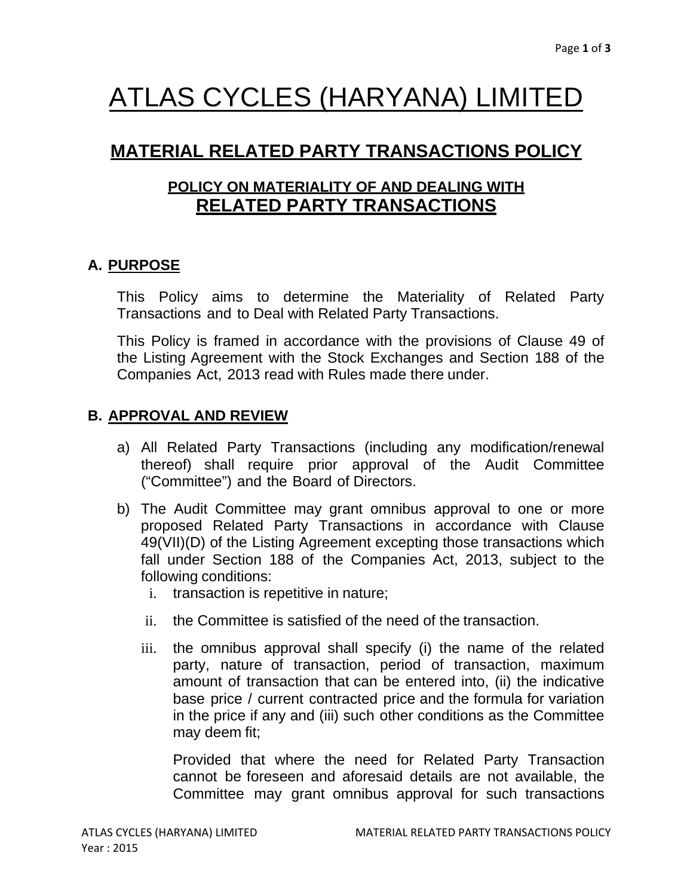# ATLAS CYCLES (HARYANA) LIMITED

## MATERIAL RELATED PARTY TRANSACTIONS POLICY

### POLICY ON MATERIALITY OF AND DEALING WITH RELATED PARTY TRANSACTIONS

## A. PURPOSE

This Policy aims to determine the Materiality of Related Party Transactions and to Deal with Related Party Transactions.

This Policy is framed in accordance with the provisions of Clause 49 of the Listing Agreement with the Stock Exchanges and Section 188 of the Companies Act, 2013 read with Rules made there under.

## B. APPROVAL AND REVIEW

a) All Related Party Transactions (including any modification/renewal thereof) shall require prior approval of the Audit Committee ("Committee") and the Board of Directors.

b) The Audit Committee may grant omnibus approval to one or more proposed Related Party Transactions in accordance with Clause 49(VII)(D) of the Listing Agreement excepting those transactions which fall under Section 188 of the Companies Act, 2013, subject to the following conditions:

   i. transaction is repetitive in nature;

   ii. the Committee is satisfied of the need of the transaction.

   iii. the omnibus approval shall specify (i) the name of the related party, nature of transaction, period of transaction, maximum amount of transaction that can be entered into, (ii) the indicative base price / current contracted price and the formula for variation in the price if any and (iii) such other conditions as the Committee may deem fit;

   Provided that where the need for Related Party Transaction cannot be foreseen and aforesaid details are not available, the Committee may grant omnibus approval for such transactions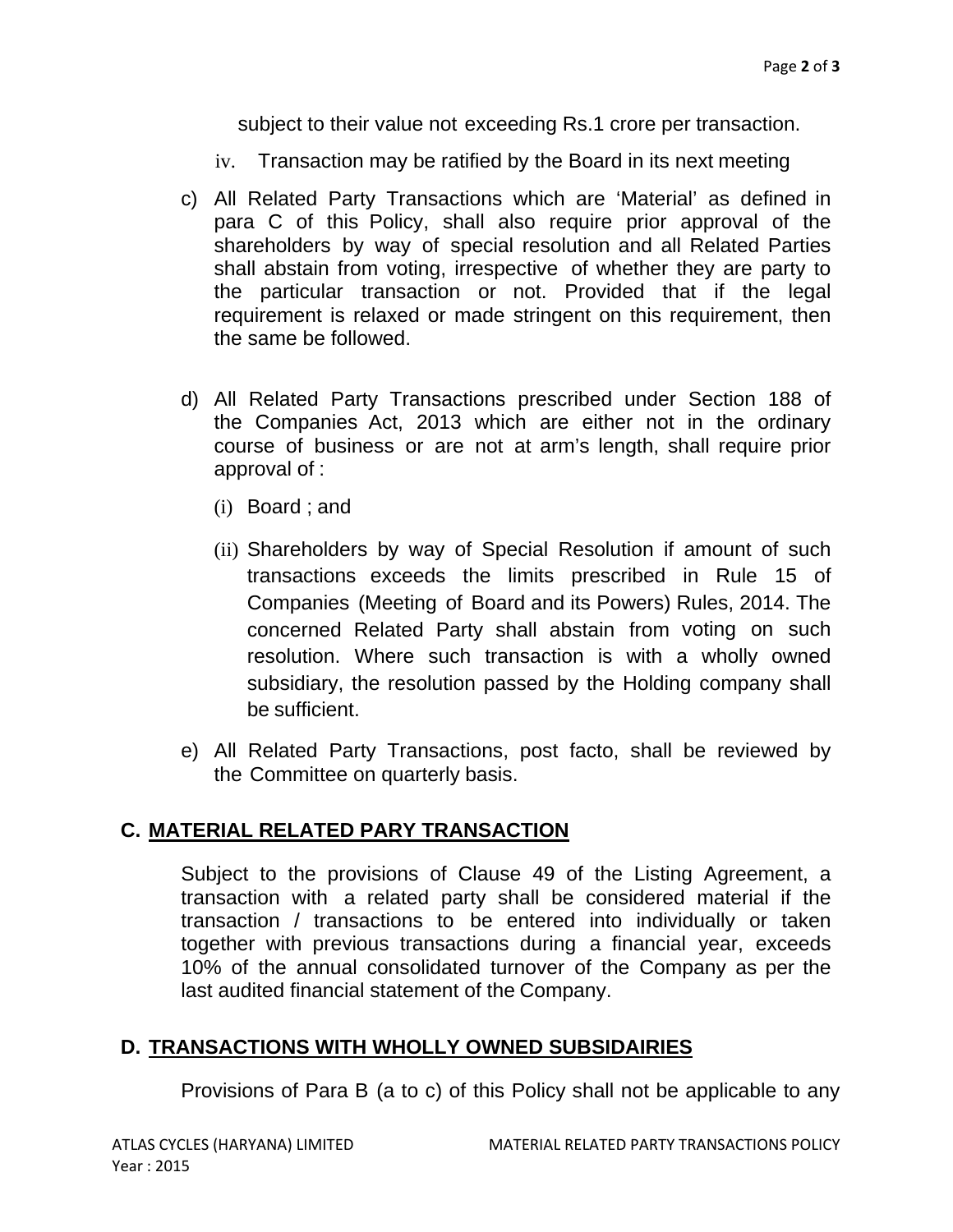subject to their value not exceeding Rs.1 crore per transaction.

iv. Transaction may be ratified by the Board in its next meeting

c) All Related Party Transactions which are 'Material' as defined in para C of this Policy, shall also require prior approval of the shareholders by way of special resolution and all Related Parties shall abstain from voting, irrespective of whether they are party to the particular transaction or not. Provided that if the legal requirement is relaxed or made stringent on this requirement, then the same be followed.

d) All Related Party Transactions prescribed under Section 188 of the Companies Act, 2013 which are either not in the ordinary course of business or are not at arm's length, shall require prior approval of :

   (i) Board ; and

   (ii) Shareholders by way of Special Resolution if amount of such transactions exceeds the limits prescribed in Rule 15 of Companies (Meeting of Board and its Powers) Rules, 2014. The concerned Related Party shall abstain from voting on such resolution. Where such transaction is with a wholly owned subsidiary, the resolution passed by the Holding company shall be sufficient.

e) All Related Party Transactions, post facto, shall be reviewed by the Committee on quarterly basis.

## C. MATERIAL RELATED PARY TRANSACTION

Subject to the provisions of Clause 49 of the Listing Agreement, a transaction with a related party shall be considered material if the transaction / transactions to be entered into individually or taken together with previous transactions during a financial year, exceeds 10% of the annual consolidated turnover of the Company as per the last audited financial statement of the Company.

## D. TRANSACTIONS WITH WHOLLY OWNED SUBSIDAIRIES

Provisions of Para B (a to c) of this Policy shall not be applicable to any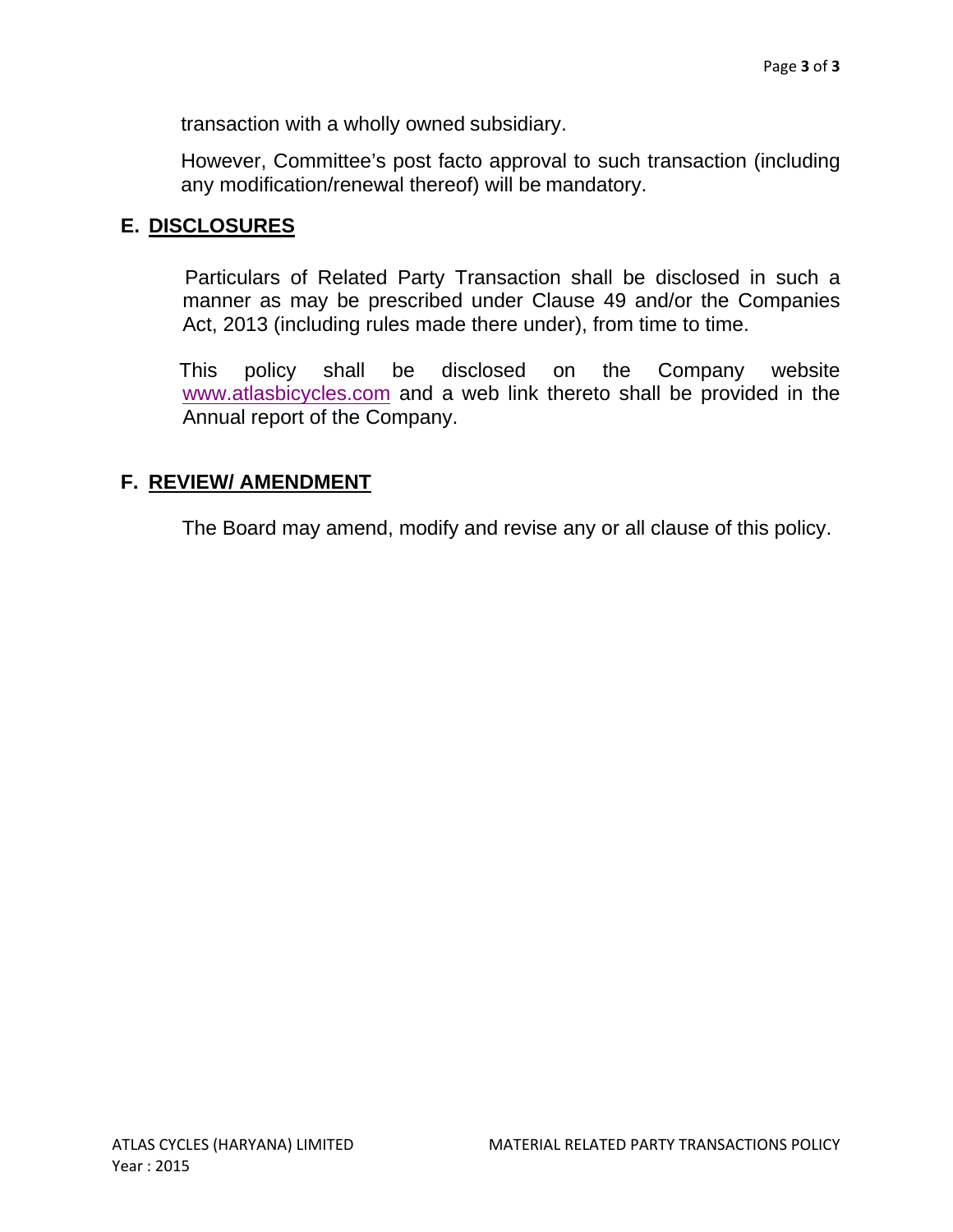transaction with a wholly owned subsidiary.

However, Committee's post facto approval to such transaction (including any modification/renewal thereof) will be mandatory.

## E. DISCLOSURES

Particulars of Related Party Transaction shall be disclosed in such a manner as may be prescribed under Clause 49 and/or the Companies Act, 2013 (including rules made there under), from time to time.

This policy shall be disclosed on the Company website www.atlasbicycles.com and a web link thereto shall be provided in the Annual report of the Company.

## F. REVIEW/ AMENDMENT

The Board may amend, modify and revise any or all clause of this policy.